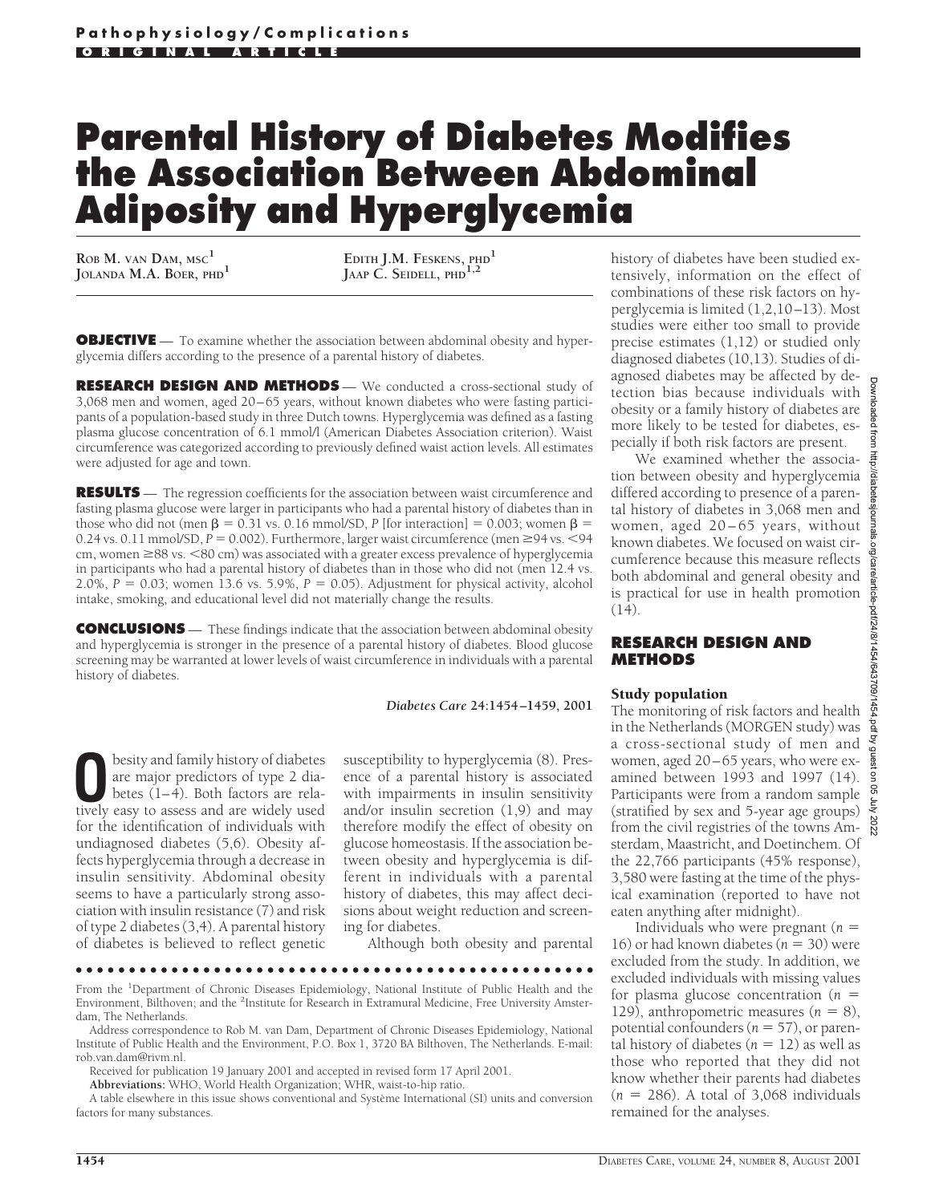# Parental History of Diabetes Modifies the Association Between Abdominal Adiposity and Hyperglycemia

ROB M. VAN DAM, MSC[1]
JOLANDA M.A. BOER, PHD[1]
EDITH J.M. FESKENS, PHD[1]
JAAP C. SEIDELL, PHD[1,2]

**OBJECTIVE** — To examine whether the association between abdominal obesity and hyperglycemia differs according to the presence of a parental history of diabetes.

**RESEARCH DESIGN AND METHODS** — We conducted a cross-sectional study of 3,068 men and women, aged 20–65 years, without known diabetes who were fasting participants of a population-based study in three Dutch towns. Hyperglycemia was defined as a fasting plasma glucose concentration of 6.1 mmol/l (American Diabetes Association criterion). Waist circumference was categorized according to previously defined waist action levels. All estimates were adjusted for age and town.

**RESULTS** — The regression coefficients for the association between waist circumference and fasting plasma glucose were larger in participants who had a parental history of diabetes than in those who did not (men $\beta = 0.31$ vs. 0.16 mmol/SD, $P$ [for interaction] = 0.003; women $\beta = 0.24$ vs. 0.11 mmol/SD, $P = 0.002$). Furthermore, larger waist circumference (men ≥94 vs. <94 cm, women ≥88 vs. <80 cm) was associated with a greater excess prevalence of hyperglycemia in participants who had a parental history of diabetes than in those who did not (men 12.4 vs. 2.0%, $P = 0.03$; women 13.6 vs. 5.9%, $P = 0.05$). Adjustment for physical activity, alcohol intake, smoking, and educational level did not materially change the results.

**CONCLUSIONS** — These findings indicate that the association between abdominal obesity and hyperglycemia is stronger in the presence of a parental history of diabetes. Blood glucose screening may be warranted at lower levels of waist circumference in individuals with a parental history of diabetes.

*Diabetes Care* 24:1454–1459, 2001

Obesity and family history of diabetes are major predictors of type 2 diabetes (1–4). Both factors are relatively easy to assess and are widely used for the identification of individuals with undiagnosed diabetes (5,6). Obesity affects hyperglycemia through a decrease in insulin sensitivity. Abdominal obesity seems to have a particularly strong association with insulin resistance (7) and risk of type 2 diabetes (3,4). A parental history of diabetes is believed to reflect genetic susceptibility to hyperglycemia (8). Presence of a parental history is associated with impairments in insulin sensitivity and/or insulin secretion (1,9) and may therefore modify the effect of obesity on glucose homeostasis. If the association between obesity and hyperglycemia is different in individuals with a parental history of diabetes, this may affect decisions about weight reduction and screening for diabetes.

Although both obesity and parental history of diabetes have been studied extensively, information on the effect of combinations of these risk factors on hyperglycemia is limited (1,2,10–13). Most studies were either too small to provide precise estimates (1,12) or studied only diagnosed diabetes (10,13). Studies of diagnosed diabetes may be affected by detection bias because individuals with obesity or a family history of diabetes are more likely to be tested for diabetes, especially if both risk factors are present.

We examined whether the association between obesity and hyperglycemia differed according to presence of a parental history of diabetes in 3,068 men and women, aged 20–65 years, without known diabetes. We focused on waist circumference because this measure reflects both abdominal and general obesity and is practical for use in health promotion (14).

## RESEARCH DESIGN AND METHODS

### Study population

The monitoring of risk factors and health in the Netherlands (MORGEN study) was a cross-sectional study of men and women, aged 20–65 years, who were examined between 1993 and 1997 (14). Participants were from a random sample (stratified by sex and 5-year age groups) from the civil registries of the towns Amsterdam, Maastricht, and Doetinchem. Of the 22,766 participants (45% response), 3,580 were fasting at the time of the physical examination (reported to have not eaten anything after midnight).

Individuals who were pregnant ($n = 16$) or had known diabetes ($n = 30$) were excluded from the study. In addition, we excluded individuals with missing values for plasma glucose concentration ($n = 129$), anthropometric measures ($n = 8$), potential confounders ($n = 57$), or parental history of diabetes ($n = 12$) as well as those who reported that they did not know whether their parents had diabetes ($n = 286$). A total of 3,068 individuals remained for the analyses.

---

From the [1]Department of Chronic Diseases Epidemiology, National Institute of Public Health and the Environment, Bilthoven; and the [2]Institute for Research in Extramural Medicine, Free University Amsterdam, The Netherlands.

Address correspondence to Rob M. van Dam, Department of Chronic Diseases Epidemiology, National Institute of Public Health and the Environment, P.O. Box 1, 3720 BA Bilthoven, The Netherlands. E-mail: rob.van.dam@rivm.nl.

Received for publication 19 January 2001 and accepted in revised form 17 April 2001.

**Abbreviations:** WHO, World Health Organization; WHR, waist-to-hip ratio.

A table elsewhere in this issue shows conventional and Système International (SI) units and conversion factors for many substances.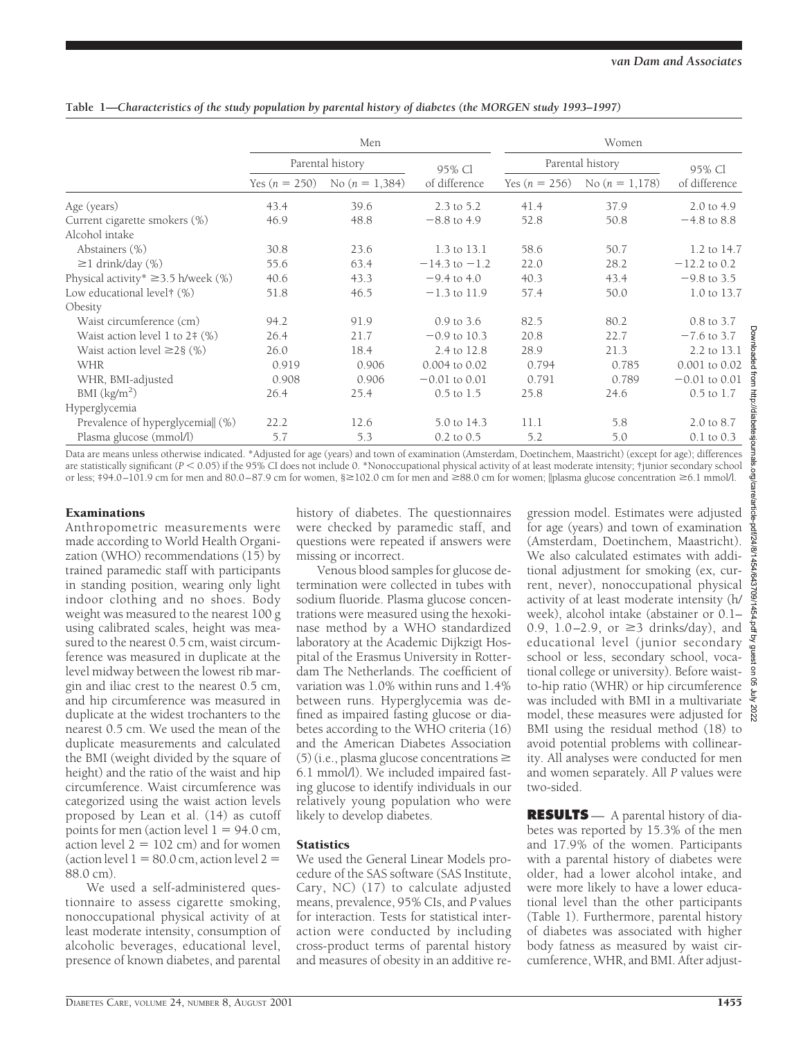**Table 1—*Characteristics of the study population by parental history of diabetes (the MORGEN study 1993–1997)***

| | Men | | | Women | | |
|---|---|---|---|---|---|---|
| | Parental history | | 95% CI | Parental history | | 95% CI |
| | Yes ($n$ = 250) | No ($n$ = 1,384) | of difference | Yes ($n$ = 256) | No ($n$ = 1,178) | of difference |
| Age (years) | 43.4 | 39.6 | 2.3 to 5.2 | 41.4 | 37.9 | 2.0 to 4.9 |
| Current cigarette smokers (%) | 46.9 | 48.8 | −8.8 to 4.9 | 52.8 | 50.8 | −4.8 to 8.8 |
| Alcohol intake | | | | | | |
| Abstainers (%) | 30.8 | 23.6 | 1.3 to 13.1 | 58.6 | 50.7 | 1.2 to 14.7 |
| ≥1 drink/day (%) | 55.6 | 63.4 | −14.3 to −1.2 | 22.0 | 28.2 | −12.2 to 0.2 |
| Physical activity* ≥3.5 h/week (%) | 40.6 | 43.3 | −9.4 to 4.0 | 40.3 | 43.4 | −9.8 to 3.5 |
| Low educational level† (%) | 51.8 | 46.5 | −1.3 to 11.9 | 57.4 | 50.0 | 1.0 to 13.7 |
| Obesity | | | | | | |
| Waist circumference (cm) | 94.2 | 91.9 | 0.9 to 3.6 | 82.5 | 80.2 | 0.8 to 3.7 |
| Waist action level 1 to 2‡ (%) | 26.4 | 21.7 | −0.9 to 10.3 | 20.8 | 22.7 | −7.6 to 3.7 |
| Waist action level ≥2§ (%) | 26.0 | 18.4 | 2.4 to 12.8 | 28.9 | 21.3 | 2.2 to 13.1 |
| WHR | 0.919 | 0.906 | 0.004 to 0.02 | 0.794 | 0.785 | 0.001 to 0.02 |
| WHR, BMI-adjusted | 0.908 | 0.906 | −0.01 to 0.01 | 0.791 | 0.789 | −0.01 to 0.01 |
| BMI (kg/m$^2$) | 26.4 | 25.4 | 0.5 to 1.5 | 25.8 | 24.6 | 0.5 to 1.7 |
| Hyperglycemia | | | | | | |
| Prevalence of hyperglycemia‖ (%) | 22.2 | 12.6 | 5.0 to 14.3 | 11.1 | 5.8 | 2.0 to 8.7 |
| Plasma glucose (mmol/l) | 5.7 | 5.3 | 0.2 to 0.5 | 5.2 | 5.0 | 0.1 to 0.3 |

Data are means unless otherwise indicated. *Adjusted for age (years) and town of examination (Amsterdam, Doetinchem, Maastricht) (except for age); differences are statistically significant ($P < 0.05$) if the 95% CI does not include 0. *Nonoccupational physical activity of at least moderate intensity; †junior secondary school or less; ‡94.0–101.9 cm for men and 80.0–87.9 cm for women, §≥102.0 cm for men and ≥88.0 cm for women; ‖plasma glucose concentration ≥6.1 mmol/l.

### Examinations

Anthropometric measurements were made according to World Health Organization (WHO) recommendations (15) by trained paramedic staff with participants in standing position, wearing only light indoor clothing and no shoes. Body weight was measured to the nearest 100 g using calibrated scales, height was measured to the nearest 0.5 cm, waist circumference was measured in duplicate at the level midway between the lowest rib margin and iliac crest to the nearest 0.5 cm, and hip circumference was measured in duplicate at the widest trochanters to the nearest 0.5 cm. We used the mean of the duplicate measurements and calculated the BMI (weight divided by the square of height) and the ratio of the waist and hip circumference. Waist circumference was categorized using the waist action levels proposed by Lean et al. (14) as cutoff points for men (action level 1 = 94.0 cm, action level 2 = 102 cm) and for women (action level 1 = 80.0 cm, action level 2 = 88.0 cm).

We used a self-administered questionnaire to assess cigarette smoking, nonoccupational physical activity of at least moderate intensity, consumption of alcoholic beverages, educational level, presence of known diabetes, and parental history of diabetes. The questionnaires were checked by paramedic staff, and questions were repeated if answers were missing or incorrect.

Venous blood samples for glucose determination were collected in tubes with sodium fluoride. Plasma glucose concentrations were measured using the hexokinase method by a WHO standardized laboratory at the Academic Dijkzigt Hospital of the Erasmus University in Rotterdam The Netherlands. The coefficient of variation was 1.0% within runs and 1.4% between runs. Hyperglycemia was defined as impaired fasting glucose or diabetes according to the WHO criteria (16) and the American Diabetes Association (5) (i.e., plasma glucose concentrations ≥ 6.1 mmol/l). We included impaired fasting glucose to identify individuals in our relatively young population who were likely to develop diabetes.

### Statistics

We used the General Linear Models procedure of the SAS software (SAS Institute, Cary, NC) (17) to calculate adjusted means, prevalence, 95% CIs, and *P* values for interaction. Tests for statistical interaction were conducted by including cross-product terms of parental history and measures of obesity in an additive regression model. Estimates were adjusted for age (years) and town of examination (Amsterdam, Doetinchem, Maastricht). We also calculated estimates with additional adjustment for smoking (ex, current, never), nonoccupational physical activity of at least moderate intensity (h/week), alcohol intake (abstainer or 0.1–0.9, 1.0–2.9, or ≥3 drinks/day), and educational level (junior secondary school or less, secondary school, vocational college or university). Before waist-to-hip ratio (WHR) or hip circumference was included with BMI in a multivariate model, these measures were adjusted for BMI using the residual method (18) to avoid potential problems with collinearity. All analyses were conducted for men and women separately. All *P* values were two-sided.

**RESULTS** — A parental history of diabetes was reported by 15.3% of the men and 17.9% of the women. Participants with a parental history of diabetes were older, had a lower alcohol intake, and were more likely to have a lower educational level than the other participants (Table 1). Furthermore, parental history of diabetes was associated with higher body fatness as measured by waist circumference, WHR, and BMI. After adjust-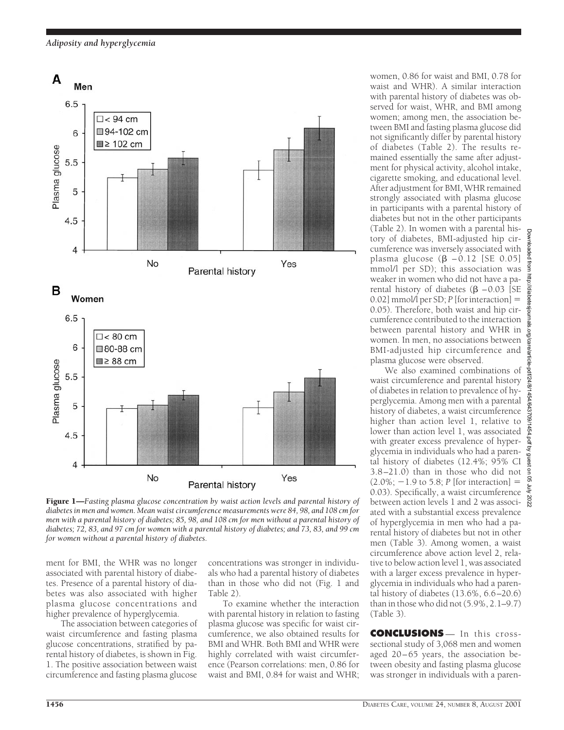**Figure 1**—*Fasting plasma glucose concentration by waist action levels and parental history of diabetes in men and women. Mean waist circumference measurements were 84, 98, and 108 cm for men with a parental history of diabetes; 85, 98, and 108 cm for men without a parental history of diabetes; 72, 83, and 97 cm for women with a parental history of diabetes; and 73, 83, and 99 cm for women without a parental history of diabetes.*

ment for BMI, the WHR was no longer associated with parental history of diabetes. Presence of a parental history of diabetes was also associated with higher plasma glucose concentrations and higher prevalence of hyperglycemia.

The association between categories of waist circumference and fasting plasma glucose concentrations, stratified by parental history of diabetes, is shown in Fig. 1. The positive association between waist circumference and fasting plasma glucose concentrations was stronger in individuals who had a parental history of diabetes than in those who did not (Fig. 1 and Table 2).

To examine whether the interaction with parental history in relation to fasting plasma glucose was specific for waist circumference, we also obtained results for BMI and WHR. Both BMI and WHR were highly correlated with waist circumference (Pearson correlations: men, 0.86 for waist and BMI, 0.84 for waist and WHR; women, 0.86 for waist and BMI, 0.78 for waist and WHR). A similar interaction with parental history of diabetes was observed for waist, WHR, and BMI among women; among men, the association between BMI and fasting plasma glucose did not significantly differ by parental history of diabetes (Table 2). The results remained essentially the same after adjustment for physical activity, alcohol intake, cigarette smoking, and educational level. After adjustment for BMI, WHR remained strongly associated with plasma glucose in participants with a parental history of diabetes but not in the other participants (Table 2). In women with a parental history of diabetes, BMI-adjusted hip circumference was inversely associated with plasma glucose (β −0.12 [SE 0.05] mmol/l per SD); this association was weaker in women who did not have a parental history of diabetes (β −0.03 [SE 0.02] mmol/l per SD; *P* [for interaction] = 0.05). Therefore, both waist and hip circumference contributed to the interaction between parental history and WHR in women. In men, no associations between BMI-adjusted hip circumference and plasma glucose were observed.

We also examined combinations of waist circumference and parental history of diabetes in relation to prevalence of hyperglycemia. Among men with a parental history of diabetes, a waist circumference higher than action level 1, relative to lower than action level 1, was associated with greater excess prevalence of hyperglycemia in individuals who had a parental history of diabetes (12.4%; 95% CI 3.8–21.0) than in those who did not (2.0%; −1.9 to 5.8; *P* [for interaction] = 0.03). Specifically, a waist circumference between action levels 1 and 2 was associated with a substantial excess prevalence of hyperglycemia in men who had a parental history of diabetes but not in other men (Table 3). Among women, a waist circumference above action level 2, relative to below action level 1, was associated with a larger excess prevalence in hyperglycemia in individuals who had a parental history of diabetes (13.6%, 6.6–20.6) than in those who did not (5.9%, 2.1–9.7) (Table 3).

## CONCLUSIONS

In this cross-sectional study of 3,068 men and women aged 20–65 years, the association between obesity and fasting plasma glucose was stronger in individuals with a paren-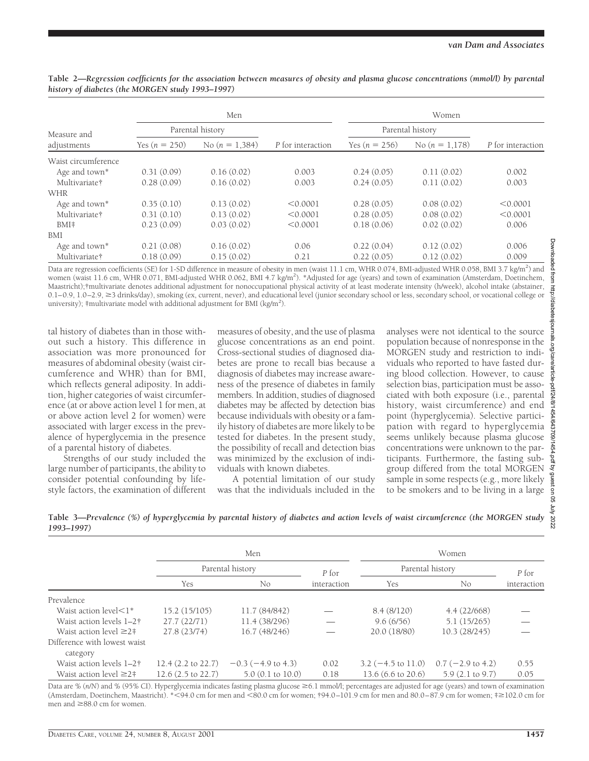**Table 2—Regression coefficients for the association between measures of obesity and plasma glucose concentrations (mmol/l) by parental history of diabetes (the MORGEN study 1993–1997)**

| Measure and adjustments | Men | | | Women | | |
|---|---|---|---|---|---|---|
| | Parental history | | | Parental history | | |
| | Yes (*n* = 250) | No (*n* = 1,384) | *P* for interaction | Yes (*n* = 256) | No (*n* = 1,178) | *P* for interaction |
| Waist circumference | | | | | | |
| Age and town* | 0.31 (0.09) | 0.16 (0.02) | 0.003 | 0.24 (0.05) | 0.11 (0.02) | 0.002 |
| Multivariate† | 0.28 (0.09) | 0.16 (0.02) | 0.003 | 0.24 (0.05) | 0.11 (0.02) | 0.003 |
| WHR | | | | | | |
| Age and town* | 0.35 (0.10) | 0.13 (0.02) | <0.0001 | 0.28 (0.05) | 0.08 (0.02) | <0.0001 |
| Multivariate† | 0.31 (0.10) | 0.13 (0.02) | <0.0001 | 0.28 (0.05) | 0.08 (0.02) | <0.0001 |
| BMI‡ | 0.23 (0.09) | 0.03 (0.02) | <0.0001 | 0.18 (0.06) | 0.02 (0.02) | 0.006 |
| BMI | | | | | | |
| Age and town* | 0.21 (0.08) | 0.16 (0.02) | 0.06 | 0.22 (0.04) | 0.12 (0.02) | 0.006 |
| Multivariate† | 0.18 (0.09) | 0.15 (0.02) | 0.21 | 0.22 (0.05) | 0.12 (0.02) | 0.009 |

Data are regression coefficients (SE) for 1-SD difference in measure of obesity in men (waist 11.1 cm, WHR 0.074, BMI-adjusted WHR 0.058, BMI 3.7 kg/m$^2$) and women (waist 11.6 cm, WHR 0.071, BMI-adjusted WHR 0.062, BMI 4.7 kg/m$^2$). *Adjusted for age (years) and town of examination (Amsterdam, Doetinchem, Maastricht);†multivariate denotes additional adjustment for nonoccupational physical activity of at least moderate intensity (h/week), alcohol intake (abstainer, 0.1–0.9, 1.0–2.9, ≥3 drinks/day), smoking (ex, current, never), and educational level (junior secondary school or less, secondary school, or vocational college or university); ‡multivariate model with additional adjustment for BMI (kg/m$^2$).

tal history of diabetes than in those without such a history. This difference in association was more pronounced for measures of abdominal obesity (waist circumference and WHR) than for BMI, which reflects general adiposity. In addition, higher categories of waist circumference (at or above action level 1 for men, at or above action level 2 for women) were associated with larger excess in the prevalence of hyperglycemia in the presence of a parental history of diabetes.

Strengths of our study included the large number of participants, the ability to consider potential confounding by lifestyle factors, the examination of different measures of obesity, and the use of plasma glucose concentrations as an end point. Cross-sectional studies of diagnosed diabetes are prone to recall bias because a diagnosis of diabetes may increase awareness of the presence of diabetes in family members. In addition, studies of diagnosed diabetes may be affected by detection bias because individuals with obesity or a family history of diabetes are more likely to be tested for diabetes. In the present study, the possibility of recall and detection bias was minimized by the exclusion of individuals with known diabetes.

A potential limitation of our study was that the individuals included in the analyses were not identical to the source population because of nonresponse in the MORGEN study and restriction to individuals who reported to have fasted during blood collection. However, to cause selection bias, participation must be associated with both exposure (i.e., parental history, waist circumference) and end point (hyperglycemia). Selective participation with regard to hyperglycemia seems unlikely because plasma glucose concentrations were unknown to the participants. Furthermore, the fasting subgroup differed from the total MORGEN sample in some respects (e.g., more likely to be smokers and to be living in a large

**Table 3—Prevalence (%) of hyperglycemia by parental history of diabetes and action levels of waist circumference (the MORGEN study 1993–1997)**

| | Men | | | Women | | |
|---|---|---|---|---|---|---|
| | Parental history | | *P* for interaction | Parental history | | *P* for interaction |
| | Yes | No | | Yes | No | |
| Prevalence | | | | | | |
| Waist action level<1* | 15.2 (15/105) | 11.7 (84/842) | — | 8.4 (8/120) | 4.4 (22/668) | — |
| Waist action levels 1–2† | 27.7 (22/71) | 11.4 (38/296) | — | 9.6 (6/56) | 5.1 (15/265) | — |
| Waist action level ≥2‡ | 27.8 (23/74) | 16.7 (48/246) | — | 20.0 (18/80) | 10.3 (28/245) | — |
| Difference with lowest waist category | | | | | | |
| Waist action levels 1–2† | 12.4 (2.2 to 22.7) | −0.3 (−4.9 to 4.3) | 0.02 | 3.2 (−4.5 to 11.0) | 0.7 (−2.9 to 4.2) | 0.55 |
| Waist action level ≥2‡ | 12.6 (2.5 to 22.7) | 5.0 (0.1 to 10.0) | 0.18 | 13.6 (6.6 to 20.6) | 5.9 (2.1 to 9.7) | 0.05 |

Data are % (*n*/*N*) and % (95% CI). Hyperglycemia indicates fasting plasma glucose ≥6.1 mmol/l; percentages are adjusted for age (years) and town of examination (Amsterdam, Doetinchem, Maastricht). *<94.0 cm for men and <80.0 cm for women; †94.0–101.9 cm for men and 80.0–87.9 cm for women; ‡≥102.0 cm for men and ≥88.0 cm for women.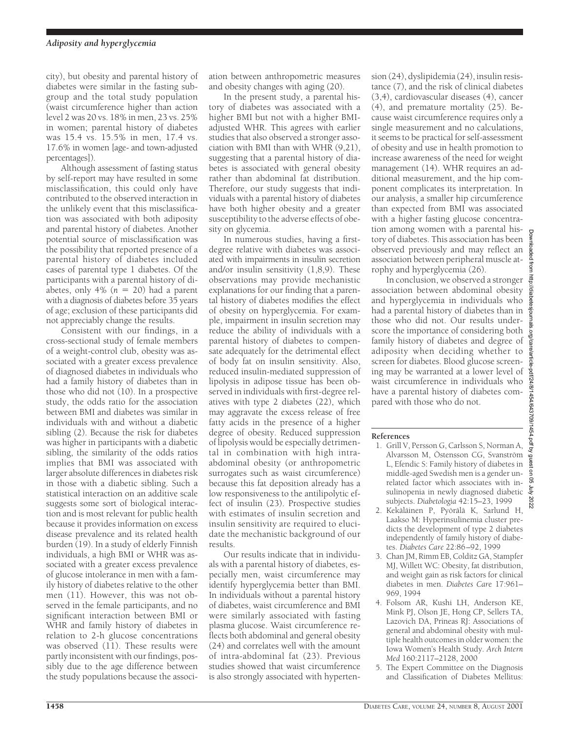city), but obesity and parental history of diabetes were similar in the fasting subgroup and the total study population (waist circumference higher than action level 2 was 20 vs. 18% in men, 23 vs. 25% in women; parental history of diabetes was 15.4 vs. 15.5% in men, 17.4 vs. 17.6% in women [age- and town-adjusted percentages]).

Although assessment of fasting status by self-report may have resulted in some misclassification, this could only have contributed to the observed interaction in the unlikely event that this misclassification was associated with both adiposity and parental history of diabetes. Another potential source of misclassification was the possibility that reported presence of a parental history of diabetes included cases of parental type 1 diabetes. Of the participants with a parental history of diabetes, only 4% ($n = 20$) had a parent with a diagnosis of diabetes before 35 years of age; exclusion of these participants did not appreciably change the results.

Consistent with our findings, in a cross-sectional study of female members of a weight-control club, obesity was associated with a greater excess prevalence of diagnosed diabetes in individuals who had a family history of diabetes than in those who did not (10). In a prospective study, the odds ratio for the association between BMI and diabetes was similar in individuals with and without a diabetic sibling (2). Because the risk for diabetes was higher in participants with a diabetic sibling, the similarity of the odds ratios implies that BMI was associated with larger absolute differences in diabetes risk in those with a diabetic sibling. Such a statistical interaction on an additive scale suggests some sort of biological interaction and is most relevant for public health because it provides information on excess disease prevalence and its related health burden (19). In a study of elderly Finnish individuals, a high BMI or WHR was associated with a greater excess prevalence of glucose intolerance in men with a family history of diabetes relative to the other men (11). However, this was not observed in the female participants, and no significant interaction between BMI or WHR and family history of diabetes in relation to 2-h glucose concentrations was observed (11). These results were partly inconsistent with our findings, possibly due to the age difference between the study populations because the association between anthropometric measures and obesity changes with aging (20).

In the present study, a parental history of diabetes was associated with a higher BMI but not with a higher BMI-adjusted WHR. This agrees with earlier studies that also observed a stronger association with BMI than with WHR (9,21), suggesting that a parental history of diabetes is associated with general obesity rather than abdominal fat distribution. Therefore, our study suggests that individuals with a parental history of diabetes have both higher obesity and a greater susceptibility to the adverse effects of obesity on glycemia.

In numerous studies, having a first-degree relative with diabetes was associated with impairments in insulin secretion and/or insulin sensitivity (1,8,9). These observations may provide mechanistic explanations for our finding that a parental history of diabetes modifies the effect of obesity on hyperglycemia. For example, impairment in insulin secretion may reduce the ability of individuals with a parental history of diabetes to compensate adequately for the detrimental effect of body fat on insulin sensitivity. Also, reduced insulin-mediated suppression of lipolysis in adipose tissue has been observed in individuals with first-degree relatives with type 2 diabetes (22), which may aggravate the excess release of free fatty acids in the presence of a higher degree of obesity. Reduced suppression of lipolysis would be especially detrimental in combination with high intra-abdominal obesity (or anthropometric surrogates such as waist circumference) because this fat deposition already has a low responsiveness to the antilipolytic effect of insulin (23). Prospective studies with estimates of insulin secretion and insulin sensitivity are required to elucidate the mechanistic background of our results.

Our results indicate that in individuals with a parental history of diabetes, especially men, waist circumference may identify hyperglycemia better than BMI. In individuals without a parental history of diabetes, waist circumference and BMI were similarly associated with fasting plasma glucose. Waist circumference reflects both abdominal and general obesity (24) and correlates well with the amount of intra-abdominal fat (23). Previous studies showed that waist circumference is also strongly associated with hypertension (24), dyslipidemia (24), insulin resistance (7), and the risk of clinical diabetes (3,4), cardiovascular diseases (4), cancer (4), and premature mortality (25). Because waist circumference requires only a single measurement and no calculations, it seems to be practical for self-assessment of obesity and use in health promotion to increase awareness of the need for weight management (14). WHR requires an additional measurement, and the hip component complicates its interpretation. In our analysis, a smaller hip circumference than expected from BMI was associated with a higher fasting glucose concentration among women with a parental history of diabetes. This association has been observed previously and may reflect an association between peripheral muscle atrophy and hyperglycemia (26).

In conclusion, we observed a stronger association between abdominal obesity and hyperglycemia in individuals who had a parental history of diabetes than in those who did not. Our results underscore the importance of considering both family history of diabetes and degree of adiposity when deciding whether to screen for diabetes. Blood glucose screening may be warranted at a lower level of waist circumference in individuals who have a parental history of diabetes compared with those who do not.

## References

1. Grill V, Persson G, Carlsson S, Norman A, Alvarsson M, Östensson CG, Svanström L, Efendic S: Family history of diabetes in middle-aged Swedish men is a gender unrelated factor which associates with insulinopenia in newly diagnosed diabetic subjects. *Diabetologia* 42:15–23, 1999
2. Kekäläinen P, Pyörälä K, Sarlund H, Laakso M: Hyperinsulinemia cluster predicts the development of type 2 diabetes independently of family history of diabetes. *Diabetes Care* 22:86–92, 1999
3. Chan JM, Rimm EB, Colditz GA, Stampfer MJ, Willett WC: Obesity, fat distribution, and weight gain as risk factors for clinical diabetes in men. *Diabetes Care* 17:961–969, 1994
4. Folsom AR, Kushi LH, Anderson KE, Mink PJ, Olson JE, Hong CP, Sellers TA, Lazovich DA, Prineas RJ: Associations of general and abdominal obesity with multiple health outcomes in older women: the Iowa Women's Health Study. *Arch Intern Med* 160:2117–2128, 2000
5. The Expert Committee on the Diagnosis and Classification of Diabetes Mellitus: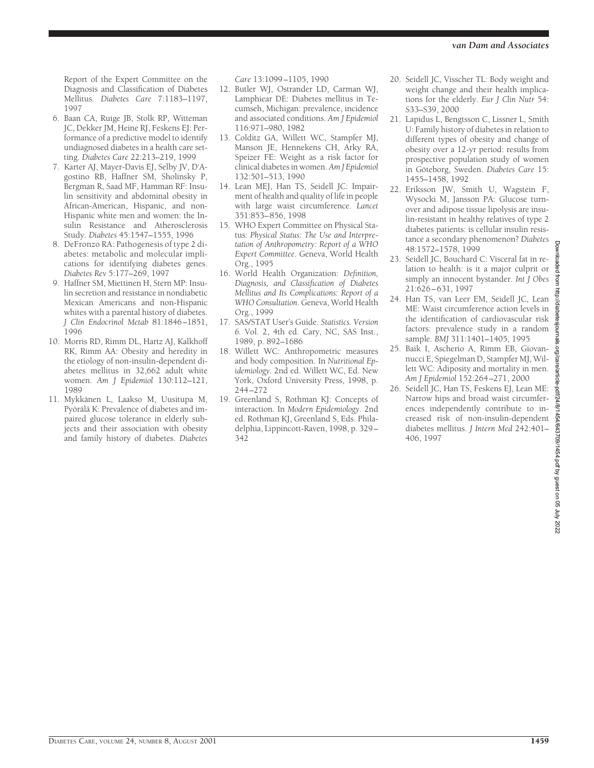Report of the Expert Committee on the Diagnosis and Classification of Diabetes Mellitus. *Diabetes Care* 7:1183–1197, 1997

6. Baan CA, Ruige JB, Stolk RP, Witteman JC, Dekker JM, Heine RJ, Feskens EJ: Performance of a predictive model to identify undiagnosed diabetes in a health care setting. *Diabetes Care* 22:213–219, 1999
7. Karter AJ, Mayer-Davis EJ, Selby JV, D'Agostino RB, Haffner SM, Sholinsky P, Bergman R, Saad MF, Hamman RF: Insulin sensitivity and abdominal obesity in African-American, Hispanic, and non-Hispanic white men and women: the Insulin Resistance and Atherosclerosis Study. *Diabetes* 45:1547–1555, 1996
8. DeFronzo RA: Pathogenesis of type 2 diabetes: metabolic and molecular implications for identifying diabetes genes. *Diabetes Rev* 5:177–269, 1997
9. Haffner SM, Miettinen H, Stern MP: Insulin secretion and resistance in nondiabetic Mexican Americans and non-Hispanic whites with a parental history of diabetes. *J Clin Endocrinol Metab* 81:1846–1851, 1996
10. Morris RD, Rimm DL, Hartz AJ, Kalkhoff RK, Rimm AA: Obesity and heredity in the etiology of non-insulin-dependent diabetes mellitus in 32,662 adult white women. *Am J Epidemiol* 130:112–121, 1989
11. Mykkänen L, Laakso M, Uusitupa M, Pyörälä K: Prevalence of diabetes and impaired glucose tolerance in elderly subjects and their association with obesity and family history of diabetes. *Diabetes Care* 13:1099–1105, 1990
12. Butler WJ, Ostrander LD, Carman WJ, Lamphiear DE: Diabetes mellitus in Tecumseh, Michigan: prevalence, incidence and associated conditions. *Am J Epidemiol* 116:971–980, 1982
13. Colditz GA, Willett WC, Stampfer MJ, Manson JE, Hennekens CH, Arky RA, Speizer FE: Weight as a risk factor for clinical diabetes in women. *Am J Epidemiol* 132:501–513, 1990
14. Lean MEJ, Han TS, Seidell JC: Impairment of health and quality of life in people with large waist circumference. *Lancet* 351:853–856, 1998
15. WHO Expert Committee on Physical Status: *Physical Status: The Use and Interpretation of Anthropometry: Report of a WHO Expert Committee*. Geneva, World Health Org., 1995
16. World Health Organization: *Definition, Diagnosis, and Classification of Diabetes Mellitus and Its Complications: Report of a WHO Consultation*. Geneva, World Health Org., 1999
17. SAS/STAT User's Guide. *Statistics. Version 6.* Vol. 2, 4th ed. Cary, NC, SAS Inst., 1989, p. 892–1686
18. Willett WC: Anthropometric measures and body composition. In *Nutritional Epidemiology*. 2nd ed. Willett WC, Ed. New York, Oxford University Press, 1998, p. 244–272
19. Greenland S, Rothman KJ: Concepts of interaction. In *Modern Epidemiology*. 2nd ed. Rothman KJ, Greenland S, Eds. Philadelphia, Lippincott-Raven, 1998, p. 329–342
20. Seidell JC, Visscher TL: Body weight and weight change and their health implications for the elderly. *Eur J Clin Nutr* 54: S33–S39, 2000
21. Lapidus L, Bengtsson C, Lissner L, Smith U: Family history of diabetes in relation to different types of obesity and change of obesity over a 12-yr period: results from prospective population study of women in Göteborg, Sweden. *Diabetes Care* 15: 1455–1458, 1992
22. Eriksson JW, Smith U, Wagstein F, Wysocki M, Jansson PA: Glucose turnover and adipose tissue lipolysis are insulin-resistant in healthy relatives of type 2 diabetes patients: is cellular insulin resistance a secondary phenomenon? *Diabetes* 48:1572–1578, 1999
23. Seidell JC, Bouchard C: Visceral fat in relation to health: is it a major culprit or simply an innocent bystander. *Int J Obes* 21:626–631, 1997
24. Han TS, van Leer EM, Seidell JC, Lean ME: Waist circumference action levels in the identification of cardiovascular risk factors: prevalence study in a random sample. *BMJ* 311:1401–1405, 1995
25. Baik I, Ascherio A, Rimm EB, Giovannucci E, Spiegelman D, Stampfer MJ, Willett WC: Adiposity and mortality in men. *Am J Epidemiol* 152:264–271, 2000
26. Seidell JC, Han TS, Feskens EJ, Lean ME: Narrow hips and broad waist circumferences independently contribute to increased risk of non-insulin-dependent diabetes mellitus. *J Intern Med* 242:401–406, 1997